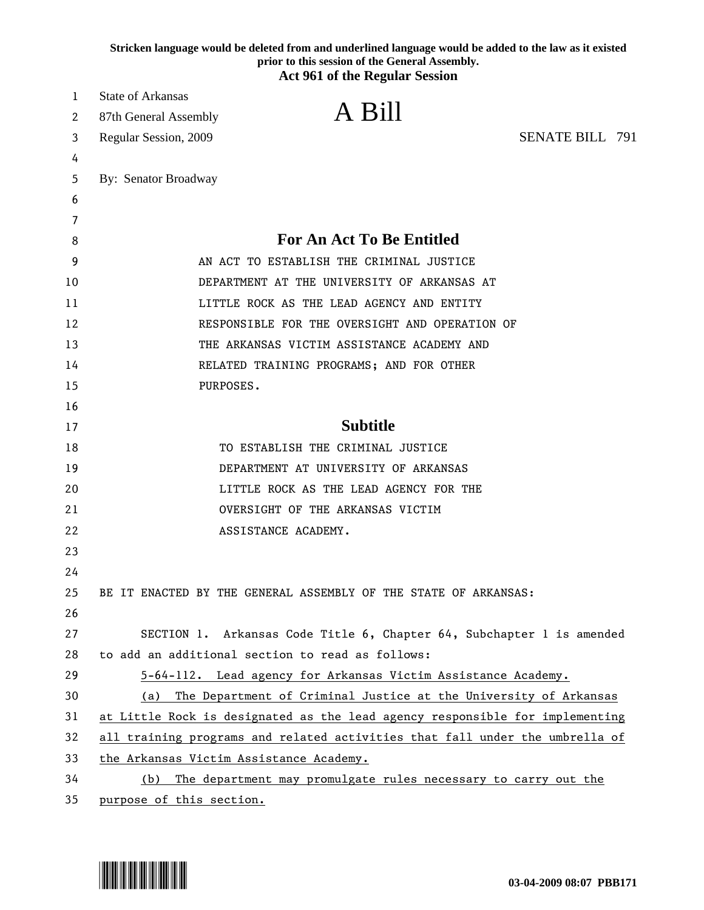**Stricken language would be deleted from and underlined language would be added to the law as it existed prior to this session of the General Assembly.**

**Act 961 of the Regular Session**

State of Arkansas
87th General Assembly
Regular Session, 2009

# A Bill

SENATE BILL 791

By: Senator Broadway

## For An Act To Be Entitled

AN ACT TO ESTABLISH THE CRIMINAL JUSTICE DEPARTMENT AT THE UNIVERSITY OF ARKANSAS AT LITTLE ROCK AS THE LEAD AGENCY AND ENTITY RESPONSIBLE FOR THE OVERSIGHT AND OPERATION OF THE ARKANSAS VICTIM ASSISTANCE ACADEMY AND RELATED TRAINING PROGRAMS; AND FOR OTHER PURPOSES.

## Subtitle

TO ESTABLISH THE CRIMINAL JUSTICE DEPARTMENT AT UNIVERSITY OF ARKANSAS LITTLE ROCK AS THE LEAD AGENCY FOR THE OVERSIGHT OF THE ARKANSAS VICTIM ASSISTANCE ACADEMY.

BE IT ENACTED BY THE GENERAL ASSEMBLY OF THE STATE OF ARKANSAS:

SECTION 1. Arkansas Code Title 6, Chapter 64, Subchapter 1 is amended to add an additional section to read as follows:

<u>5-64-112. Lead agency for Arkansas Victim Assistance Academy.</u>

<u>(a) The Department of Criminal Justice at the University of Arkansas at Little Rock is designated as the lead agency responsible for implementing all training programs and related activities that fall under the umbrella of the Arkansas Victim Assistance Academy.</u>

<u>(b) The department may promulgate rules necessary to carry out the purpose of this section.</u>

03-04-2009 08:07 PBB171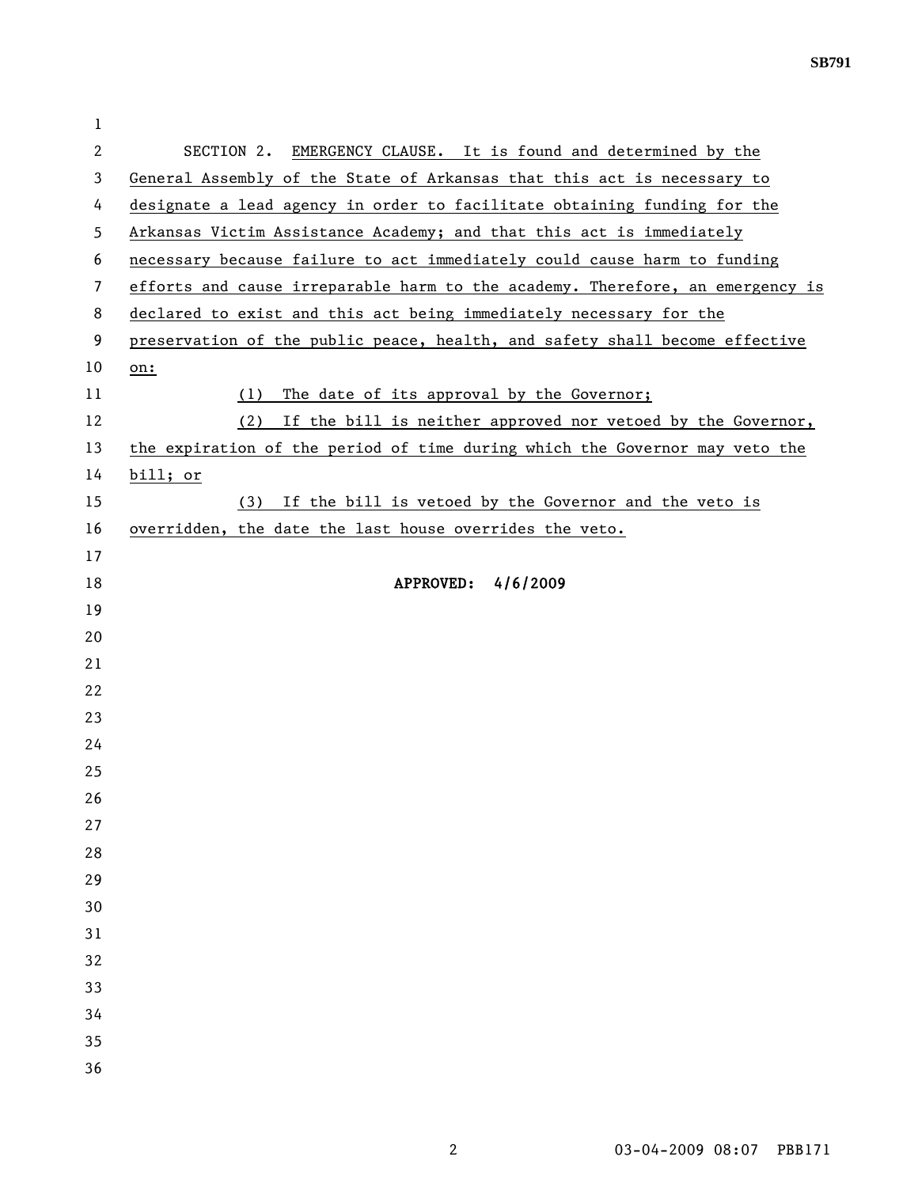SECTION 2. EMERGENCY CLAUSE. It is found and determined by the General Assembly of the State of Arkansas that this act is necessary to designate a lead agency in order to facilitate obtaining funding for the Arkansas Victim Assistance Academy; and that this act is immediately necessary because failure to act immediately could cause harm to funding efforts and cause irreparable harm to the academy. Therefore, an emergency is declared to exist and this act being immediately necessary for the preservation of the public peace, health, and safety shall become effective on:

(1) The date of its approval by the Governor;

(2) If the bill is neither approved nor vetoed by the Governor, the expiration of the period of time during which the Governor may veto the bill; or

(3) If the bill is vetoed by the Governor and the veto is overridden, the date the last house overrides the veto.

**APPROVED: 4/6/2009**

03-04-2009 08:07 PBB171